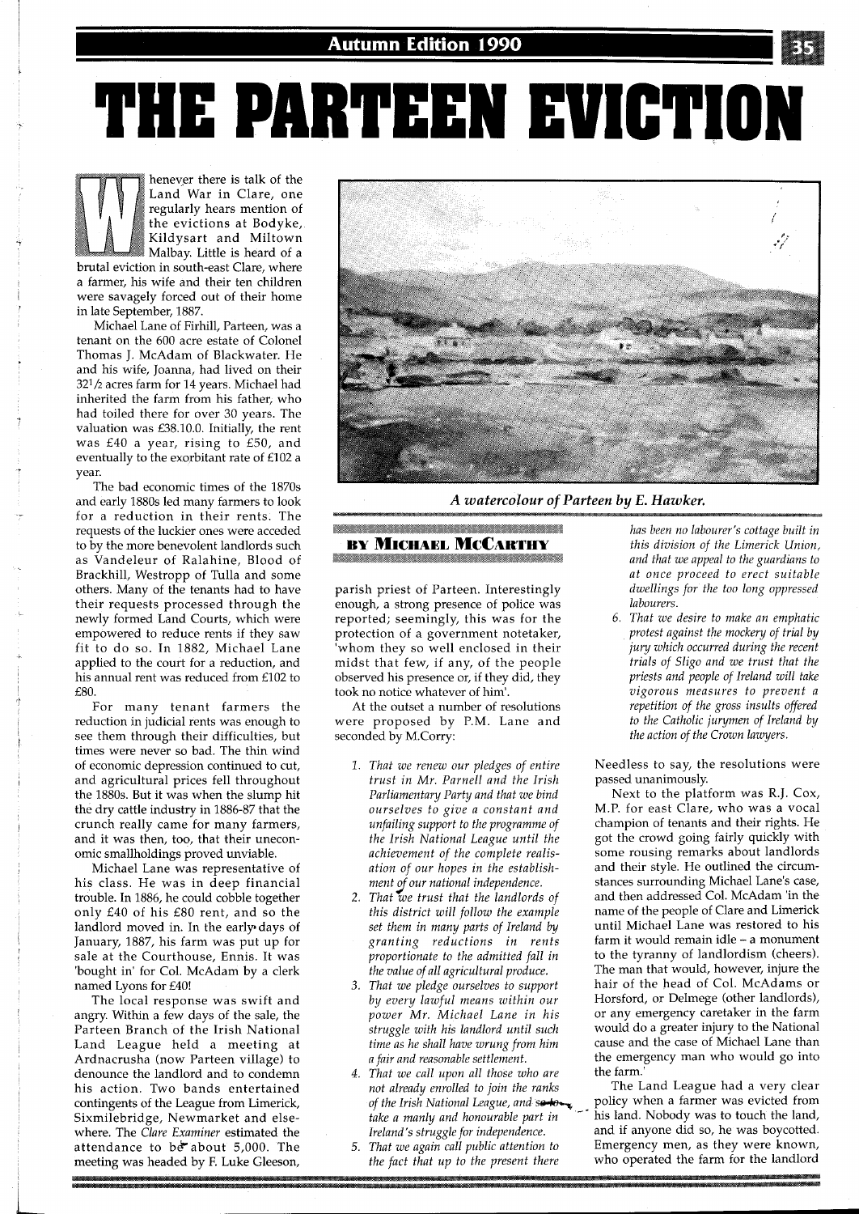# THE PARTEEN EVICTION

BY MICHAEL McCARTHY

Whenever there is talk of the Land War in Clare, one regularly hears mention of the evictions at Bodyke, Kildysart and Miltown Malbay. Little is heard of a brutal eviction in south-east Clare, where a farmer, his wife and their ten children were savagely forced out of their home in late September, 1887.

Michael Lane of Firhill, Parteen, was a tenant on the 600 acre estate of Colonel Thomas J. McAdam of Blackwater. He and his wife, Joanna, had lived on their 32½ acres farm for 14 years. Michael had inherited the farm from his father, who had toiled there for over 30 years. The valuation was £38.10.0. Initially, the rent was £40 a year, rising to £50, and eventually to the exorbitant rate of £102 a year.

The bad economic times of the 1870s and early 1880s led many farmers to look for a reduction in their rents. The requests of the luckier ones were acceded to by the more benevolent landlords such as Vandeleur of Ralahine, Blood of Brackhill, Westropp of Tulla and some others. Many of the tenants had to have their requests processed through the newly formed Land Courts, which were empowered to reduce rents if they saw fit to do so. In 1882, Michael Lane applied to the court for a reduction, and his annual rent was reduced from £102 to £80.

For many tenant farmers the reduction in judicial rents was enough to see them through their difficulties, but times were never so bad. The thin wind of economic depression continued to cut, and agricultural prices fell throughout the 1880s. But it was when the slump hit the dry cattle industry in 1886-87 that the crunch really came for many farmers, and it was then, too, that their uneconomic smallholdings proved unviable.

Michael Lane was representative of his class. He was in deep financial trouble. In 1886, he could cobble together only £40 of his £80 rent, and so the landlord moved in. In the early days of January, 1887, his farm was put up for sale at the Courthouse, Ennis. It was 'bought in' for Col. McAdam by a clerk named Lyons for £40!

The local response was swift and angry. Within a few days of the sale, the Parteen Branch of the Irish National Land League held a meeting at Ardnacrusha (now Parteen village) to denounce the landlord and to condemn his action. Two bands entertained contingents of the League from Limerick, Sixmilebridge, Newmarket and elsewhere. The *Clare Examiner* estimated the attendance to be about 5,000. The meeting was headed by F. Luke Gleeson,

*A watercolour of Parteen by E. Hawker.*

parish priest of Parteen. Interestingly enough, a strong presence of police was reported; seemingly, this was for the protection of a government notetaker, 'whom they so well enclosed in their midst that few, if any, of the people observed his presence or, if they did, they took no notice whatever of him'.

At the outset a number of resolutions were proposed by P.M. Lane and seconded by M.Corry:

1. *That we renew our pledges of entire trust in Mr. Parnell and the Irish Parliamentary Party and that we bind ourselves to give a constant and unfailing support to the programme of the Irish National League until the achievement of the complete realisation of our hopes in the establishment of our national independence.*
2. *That we trust that the landlords of this district will follow the example set them in many parts of Ireland by granting reductions in rents proportionate to the admitted fall in the value of all agricultural produce.*
3. *That we pledge ourselves to support by every lawful means within our power Mr. Michael Lane in his struggle with his landlord until such time as he shall have wrung from him a fair and reasonable settlement.*
4. *That we call upon all those who are not already enrolled to join the ranks of the Irish National League, and so to take a manly and honourable part in Ireland's struggle for independence.*
5. *That we again call public attention to the fact that up to the present there has been no labourer's cottage built in this division of the Limerick Union, and that we appeal to the guardians to at once proceed to erect suitable dwellings for the too long oppressed labourers.*
6. *That we desire to make an emphatic protest against the mockery of trial by jury which occurred during the recent trials of Sligo and we trust that the priests and people of Ireland will take vigorous measures to prevent a repetition of the gross insults offered to the Catholic jurymen of Ireland by the action of the Crown lawyers.*

Needless to say, the resolutions were passed unanimously.

Next to the platform was R.J. Cox, M.P. for east Clare, who was a vocal champion of tenants and their rights. He got the crowd going fairly quickly with some rousing remarks about landlords and their style. He outlined the circumstances surrounding Michael Lane's case, and then addressed Col. McAdam 'in the name of the people of Clare and Limerick until Michael Lane was restored to his farm it would remain idle – a monument to the tyranny of landlordism (cheers). The man that would, however, injure the hair of the head of Col. McAdams or Horsford, or Delmege (other landlords), or any emergency caretaker in the farm would do a greater injury to the National cause and the case of Michael Lane than the emergency man who would go into the farm.'

The Land League had a very clear policy when a farmer was evicted from his land. Nobody was to touch the land, and if anyone did so, he was boycotted. Emergency men, as they were known, who operated the farm for the landlord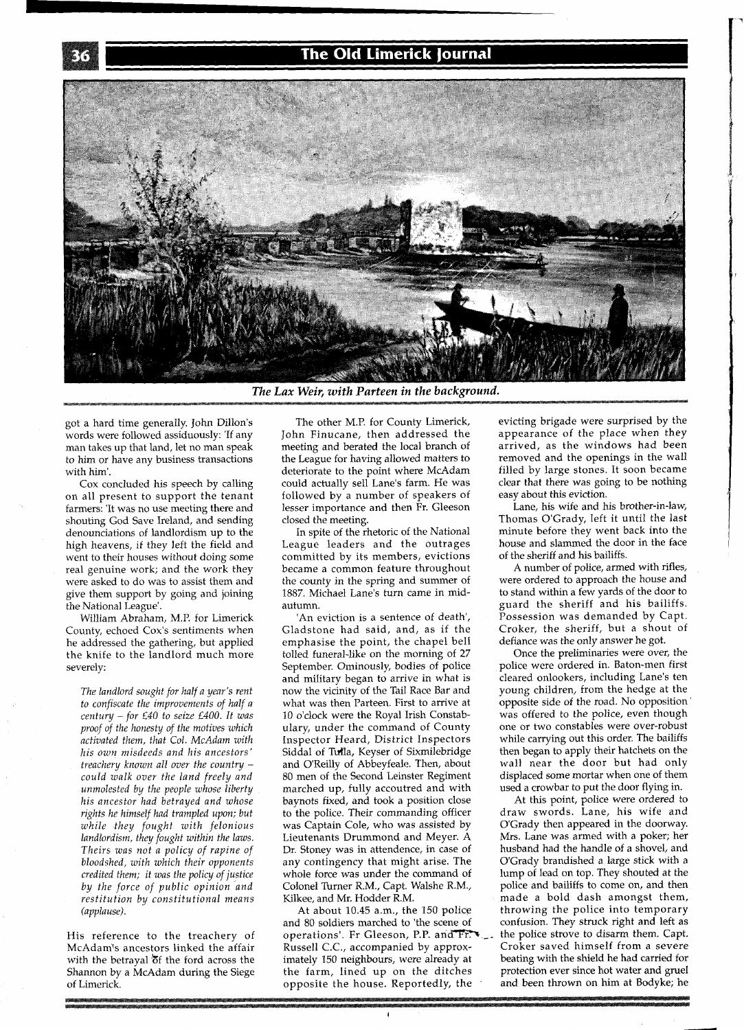*The Lax Weir, with Parteen in the background.*

got a hard time generally. John Dillon's words were followed assiduously: 'If any man takes up that land, let no man speak to him or have any business transactions with him'.

Cox concluded his speech by calling on all present to support the tenant farmers: 'It was no use meeting there and shouting God Save Ireland, and sending denounciations of landlordism up to the high heavens, if they left the field and went to their houses without doing some real genuine work; and the work they were asked to do was to assist them and give them support by going and joining the National League'.

William Abraham, M.P. for Limerick County, echoed Cox's sentiments when he addressed the gathering, but applied the knife to the landlord much more severely:

*The landlord sought for half a year's rent to confiscate the improvements of half a century – for £40 to seize £400. It was proof of the honesty of the motives which activated them, that Col. McAdam with his own misdeeds and his ancestors' treachery known all over the country – could walk over the land freely and unmolested by the people whose liberty his ancestor had betrayed and whose rights he himself had trampled upon; but while they fought with felonious landlordism, they fought within the laws. Theirs was not a policy of rapine of bloodshed, with which their opponents credited them; it was the policy of justice by the force of public opinion and restitution by constitutional means (applause).*

His reference to the treachery of McAdam's ancestors linked the affair with the betrayal of the ford across the Shannon by a McAdam during the Siege of Limerick.

The other M.P. for County Limerick, John Finucane, then addressed the meeting and berated the local branch of the League for having allowed matters to deteriorate to the point where McAdam could actually sell Lane's farm. He was followed by a number of speakers of lesser importance and then Fr. Gleeson closed the meeting.

In spite of the rhetoric of the National League leaders and the outrages committed by its members, evictions became a common feature throughout the county in the spring and summer of 1887. Michael Lane's turn came in mid-autumn.

'An eviction is a sentence of death', Gladstone had said, and, as if the emphasise the point, the chapel bell tolled funeral-like on the morning of 27 September. Ominously, bodies of police and military began to arrive in what is now the vicinity of the Tail Race Bar and what was then Parteen. First to arrive at 10 o'clock were the Royal Irish Constabulary, under the command of County Inspector Heard, District Inspectors Siddal of Tulla, Keyser of Sixmilebridge and O'Reilly of Abbeyfeale. Then, about 80 men of the Second Leinster Regiment marched up, fully accoutred and with baynots fixed, and took a position close to the police. Their commanding officer was Captain Cole, who was assisted by Lieutenants Drummond and Meyer. A Dr. Stoney was in attendence, in case of any contingency that might arise. The whole force was under the command of Colonel Turner R.M., Capt. Walshe R.M., Kilkee, and Mr. Hodder R.M.

At about 10.45 a.m., the 150 police and 80 soldiers marched to 'the scene of operations'. Fr Gleeson, P.P. and Fr. Russell C.C., accompanied by approximately 150 neighbours, were already at the farm, lined up on the ditches opposite the house. Reportedly, the evicting brigade were surprised by the appearance of the place when they arrived, as the windows had been removed and the openings in the wall filled by large stones. It soon became clear that there was going to be nothing easy about this eviction.

Lane, his wife and his brother-in-law, Thomas O'Grady, left it until the last minute before they went back into the house and slammed the door in the face of the sheriff and his bailiffs.

A number of police, armed with rifles, were ordered to approach the house and to stand within a few yards of the door to guard the sheriff and his bailiffs. Possession was demanded by Capt. Croker, the sheriff, but a shout of defiance was the only answer he got.

Once the preliminaries were over, the police were ordered in. Baton-men first cleared onlookers, including Lane's ten young children, from the hedge at the opposite side of the road. No opposition was offered to the police, even though one or two constables were over-robust while carrying out this order. The bailiffs then began to apply their hatchets on the wall near the door but had only displaced some mortar when one of them used a crowbar to put the door flying in.

At this point, police were ordered to draw swords. Lane, his wife and O'Grady then appeared in the doorway. Mrs. Lane was armed with a poker; her husband had the handle of a shovel, and O'Grady brandished a large stick with a lump of lead on top. They shouted at the police and bailiffs to come on, and then made a bold dash amongst them, throwing the police into temporary confusion. They struck right and left as the police strove to disarm them. Capt. Croker saved himself from a severe beating with the shield he had carried for protection ever since hot water and gruel and been thrown on him at Bodyke; he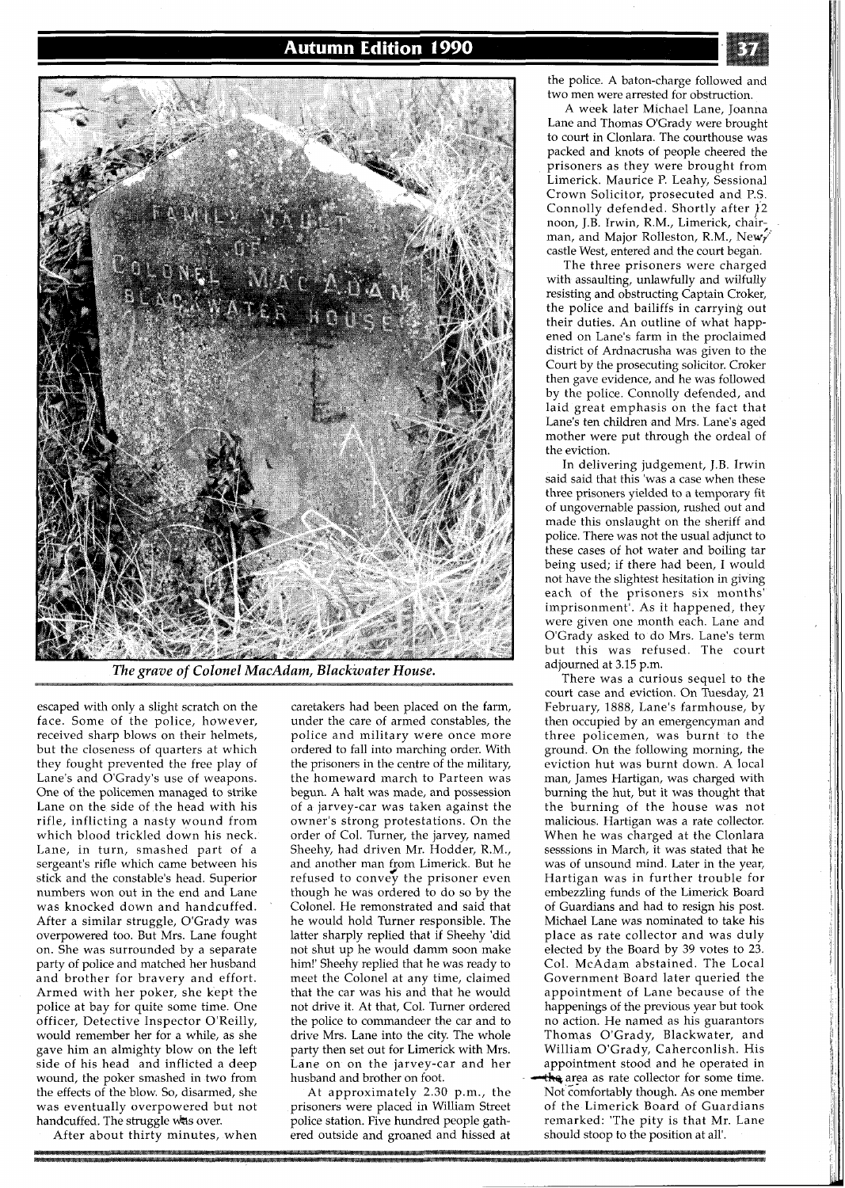*The grave of Colonel MacAdam, Blackwater House.*

escaped with only a slight scratch on the face. Some of the police, however, received sharp blows on their helmets, but the closeness of quarters at which they fought prevented the free play of Lane's and O'Grady's use of weapons. One of the policemen managed to strike Lane on the side of the head with his rifle, inflicting a nasty wound from which blood trickled down his neck. Lane, in turn, smashed part of a sergeant's rifle which came between his stick and the constable's head. Superior numbers won out in the end and Lane was knocked down and handcuffed. After a similar struggle, O'Grady was overpowered too. But Mrs. Lane fought on. She was surrounded by a separate party of police and matched her husband and brother for bravery and effort. Armed with her poker, she kept the police at bay for quite some time. One officer, Detective Inspector O'Reilly, would remember her for a while, as she gave him an almighty blow on the left side of his head and inflicted a deep wound, the poker smashed in two from the effects of the blow. So, disarmed, she was eventually overpowered but not handcuffed. The struggle was over.

After about thirty minutes, when caretakers had been placed on the farm, under the care of armed constables, the police and military were once more ordered to fall into marching order. With the prisoners in the centre of the military, the homeward march to Parteen was begun. A halt was made, and possession of a jarvey-car was taken against the owner's strong protestations. On the order of Col. Turner, the jarvey, named Sheehy, had driven Mr. Hodder, R.M., and another man from Limerick. But he refused to convey the prisoner even though he was ordered to do so by the Colonel. He remonstrated and said that he would hold Turner responsible. The latter sharply replied that if Sheehy 'did not shut up he would damm soon make him!' Sheehy replied that he was ready to meet the Colonel at any time, claimed that the car was his and that he would not drive it. At that, Col. Turner ordered the police to commandeer the car and to drive Mrs. Lane into the city. The whole party then set out for Limerick with Mrs. Lane on on the jarvey-car and her husband and brother on foot.

At approximately 2.30 p.m., the prisoners were placed in William Street police station. Five hundred people gathered outside and groaned and hissed at the police. A baton-charge followed and two men were arrested for obstruction.

A week later Michael Lane, Joanna Lane and Thomas O'Grady were brought to court in Clonlara. The courthouse was packed and knots of people cheered the prisoners as they were brought from Limerick. Maurice P. Leahy, Sessional Crown Solicitor, prosecuted and P.S. Connolly defended. Shortly after 12 noon, J.B. Irwin, R.M., Limerick, chairman, and Major Rolleston, R.M., Newcastle West, entered and the court began.

The three prisoners were charged with assaulting, unlawfully and wilfully resisting and obstructing Captain Croker, the police and bailiffs in carrying out their duties. An outline of what happened on Lane's farm in the proclaimed district of Ardnacrusha was given to the Court by the prosecuting solicitor. Croker then gave evidence, and he was followed by the police. Connolly defended, and laid great emphasis on the fact that Lane's ten children and Mrs. Lane's aged mother were put through the ordeal of the eviction.

In delivering judgement, J.B. Irwin said said that this 'was a case when these three prisoners yielded to a temporary fit of ungovernable passion, rushed out and made this onslaught on the sheriff and police. There was not the usual adjunct to these cases of hot water and boiling tar being used; if there had been, I would not have the slightest hesitation in giving each of the prisoners six months' imprisonment'. As it happened, they were given one month each. Lane and O'Grady asked to do Mrs. Lane's term but this was refused. The court adjourned at 3.15 p.m.

There was a curious sequel to the court case and eviction. On Tuesday, 21 February, 1888, Lane's farmhouse, by then occupied by an emergencyman and three policemen, was burnt to the ground. On the following morning, the eviction hut was burnt down. A local man, James Hartigan, was charged with burning the hut, but it was thought that the burning of the house was not malicious. Hartigan was a rate collector. When he was charged at the Clonlara sesssions in March, it was stated that he was of unsound mind. Later in the year, Hartigan was in further trouble for embezzling funds of the Limerick Board of Guardians and had to resign his post. Michael Lane was nominated to take his place as rate collector and was duly elected by the Board by 39 votes to 23. Col. McAdam abstained. The Local Government Board later queried the appointment of Lane because of the happenings of the previous year but took no action. He named as his guarantors Thomas O'Grady, Blackwater, and William O'Grady, Caherconlish. His appointment stood and he operated in the area as rate collector for some time. Not comfortably though. As one member of the Limerick Board of Guardians remarked: 'The pity is that Mr. Lane should stoop to the position at all'.